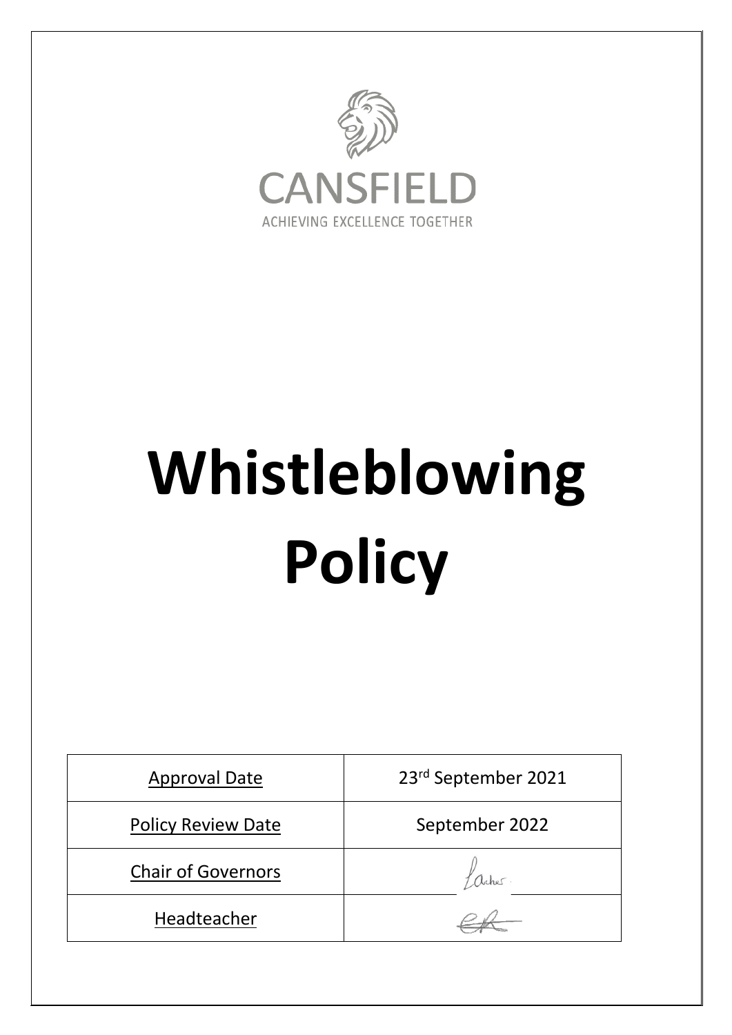CANSFIELD

ACHIEVING EXCELLENCE TOGETHER

# Whistleblowing Policy

| Approval Date | 23rd September 2021 |
|---|---|
| Policy Review Date | September 2022 |
| Chair of Governors | |
| Headteacher | |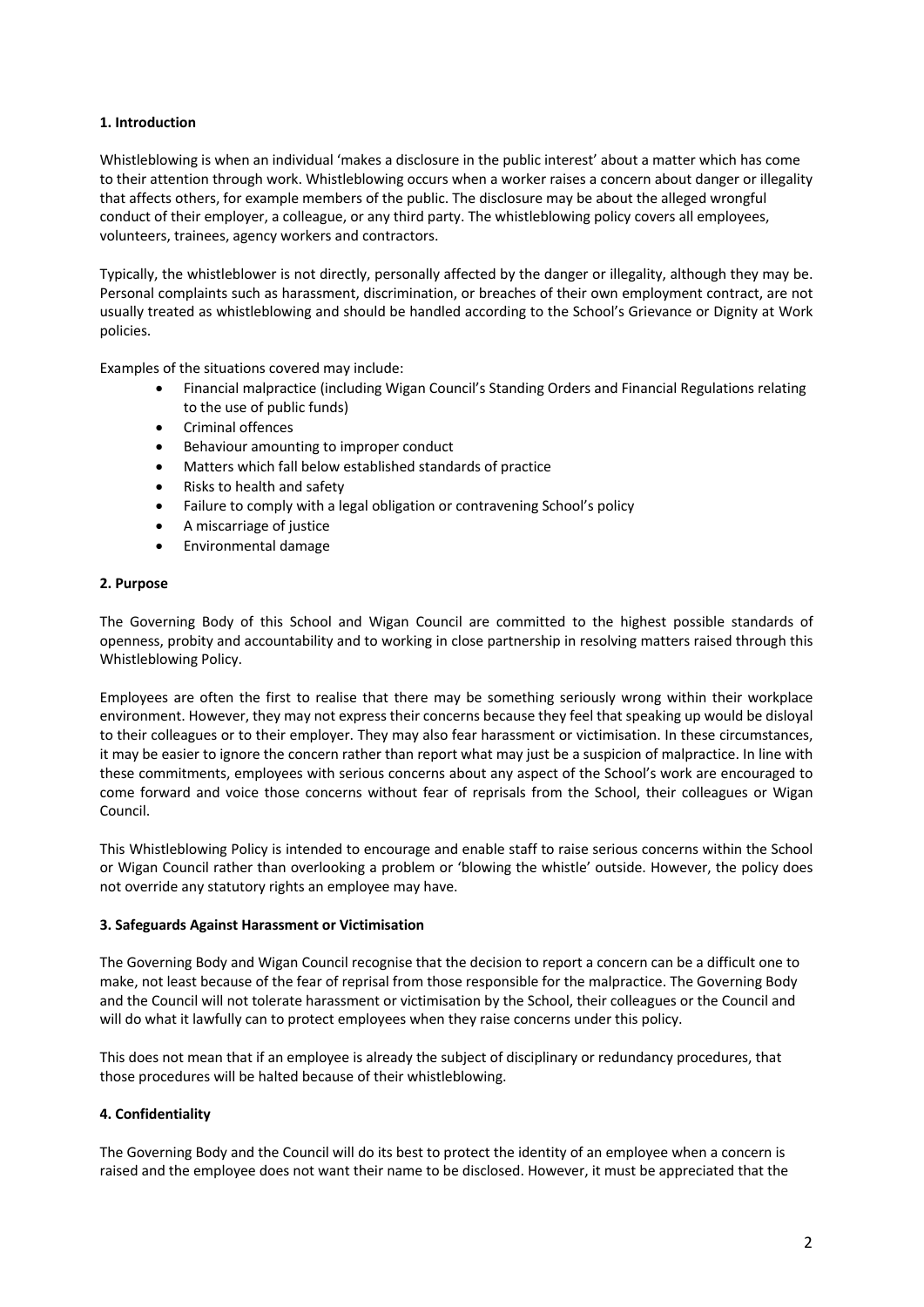**1. Introduction**

Whistleblowing is when an individual 'makes a disclosure in the public interest' about a matter which has come to their attention through work. Whistleblowing occurs when a worker raises a concern about danger or illegality that affects others, for example members of the public. The disclosure may be about the alleged wrongful conduct of their employer, a colleague, or any third party. The whistleblowing policy covers all employees, volunteers, trainees, agency workers and contractors.

Typically, the whistleblower is not directly, personally affected by the danger or illegality, although they may be. Personal complaints such as harassment, discrimination, or breaches of their own employment contract, are not usually treated as whistleblowing and should be handled according to the School's Grievance or Dignity at Work policies.

Examples of the situations covered may include:

- Financial malpractice (including Wigan Council's Standing Orders and Financial Regulations relating to the use of public funds)
- Criminal offences
- Behaviour amounting to improper conduct
- Matters which fall below established standards of practice
- Risks to health and safety
- Failure to comply with a legal obligation or contravening School's policy
- A miscarriage of justice
- Environmental damage

**2. Purpose**

The Governing Body of this School and Wigan Council are committed to the highest possible standards of openness, probity and accountability and to working in close partnership in resolving matters raised through this Whistleblowing Policy.

Employees are often the first to realise that there may be something seriously wrong within their workplace environment. However, they may not express their concerns because they feel that speaking up would be disloyal to their colleagues or to their employer. They may also fear harassment or victimisation. In these circumstances, it may be easier to ignore the concern rather than report what may just be a suspicion of malpractice. In line with these commitments, employees with serious concerns about any aspect of the School's work are encouraged to come forward and voice those concerns without fear of reprisals from the School, their colleagues or Wigan Council.

This Whistleblowing Policy is intended to encourage and enable staff to raise serious concerns within the School or Wigan Council rather than overlooking a problem or 'blowing the whistle' outside. However, the policy does not override any statutory rights an employee may have.

**3. Safeguards Against Harassment or Victimisation**

The Governing Body and Wigan Council recognise that the decision to report a concern can be a difficult one to make, not least because of the fear of reprisal from those responsible for the malpractice. The Governing Body and the Council will not tolerate harassment or victimisation by the School, their colleagues or the Council and will do what it lawfully can to protect employees when they raise concerns under this policy.

This does not mean that if an employee is already the subject of disciplinary or redundancy procedures, that those procedures will be halted because of their whistleblowing.

**4. Confidentiality**

The Governing Body and the Council will do its best to protect the identity of an employee when a concern is raised and the employee does not want their name to be disclosed. However, it must be appreciated that the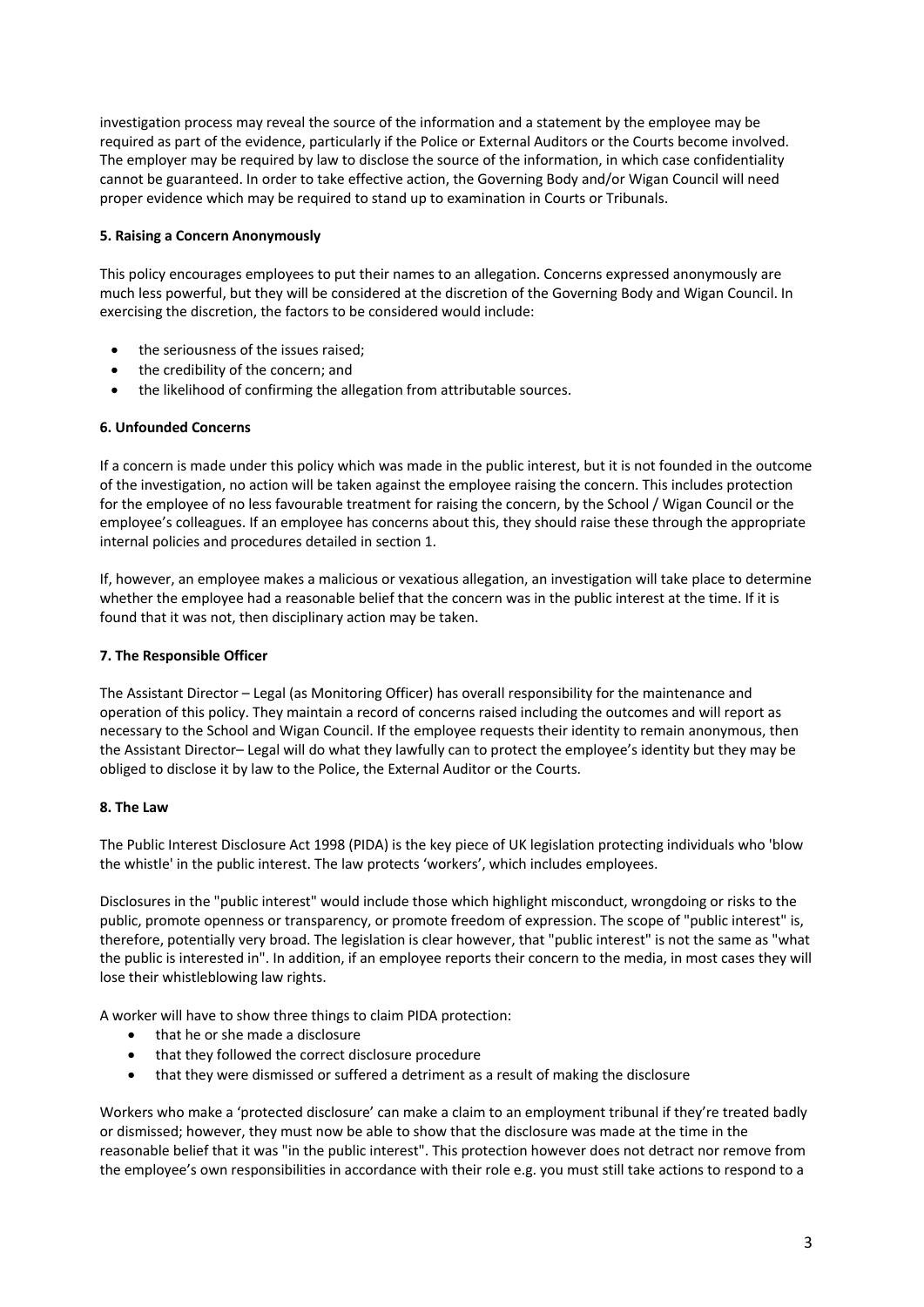investigation process may reveal the source of the information and a statement by the employee may be required as part of the evidence, particularly if the Police or External Auditors or the Courts become involved. The employer may be required by law to disclose the source of the information, in which case confidentiality cannot be guaranteed. In order to take effective action, the Governing Body and/or Wigan Council will need proper evidence which may be required to stand up to examination in Courts or Tribunals.

**5. Raising a Concern Anonymously**

This policy encourages employees to put their names to an allegation. Concerns expressed anonymously are much less powerful, but they will be considered at the discretion of the Governing Body and Wigan Council. In exercising the discretion, the factors to be considered would include:

- the seriousness of the issues raised;
- the credibility of the concern; and
- the likelihood of confirming the allegation from attributable sources.

**6. Unfounded Concerns**

If a concern is made under this policy which was made in the public interest, but it is not founded in the outcome of the investigation, no action will be taken against the employee raising the concern. This includes protection for the employee of no less favourable treatment for raising the concern, by the School / Wigan Council or the employee's colleagues. If an employee has concerns about this, they should raise these through the appropriate internal policies and procedures detailed in section 1.

If, however, an employee makes a malicious or vexatious allegation, an investigation will take place to determine whether the employee had a reasonable belief that the concern was in the public interest at the time. If it is found that it was not, then disciplinary action may be taken.

**7. The Responsible Officer**

The Assistant Director – Legal (as Monitoring Officer) has overall responsibility for the maintenance and operation of this policy. They maintain a record of concerns raised including the outcomes and will report as necessary to the School and Wigan Council. If the employee requests their identity to remain anonymous, then the Assistant Director– Legal will do what they lawfully can to protect the employee's identity but they may be obliged to disclose it by law to the Police, the External Auditor or the Courts.

**8. The Law**

The Public Interest Disclosure Act 1998 (PIDA) is the key piece of UK legislation protecting individuals who 'blow the whistle' in the public interest. The law protects 'workers', which includes employees.

Disclosures in the "public interest" would include those which highlight misconduct, wrongdoing or risks to the public, promote openness or transparency, or promote freedom of expression. The scope of "public interest" is, therefore, potentially very broad. The legislation is clear however, that "public interest" is not the same as "what the public is interested in". In addition, if an employee reports their concern to the media, in most cases they will lose their whistleblowing law rights.

A worker will have to show three things to claim PIDA protection:

- that he or she made a disclosure
- that they followed the correct disclosure procedure
- that they were dismissed or suffered a detriment as a result of making the disclosure

Workers who make a 'protected disclosure' can make a claim to an employment tribunal if they're treated badly or dismissed; however, they must now be able to show that the disclosure was made at the time in the reasonable belief that it was "in the public interest". This protection however does not detract nor remove from the employee's own responsibilities in accordance with their role e.g. you must still take actions to respond to a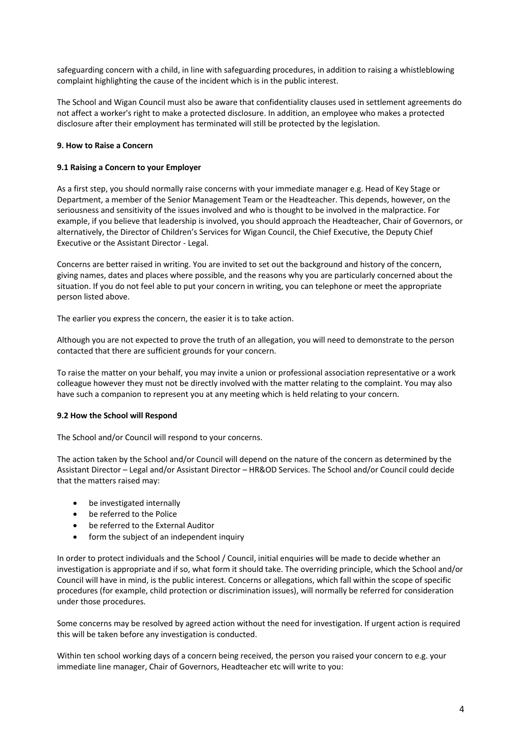safeguarding concern with a child, in line with safeguarding procedures, in addition to raising a whistleblowing complaint highlighting the cause of the incident which is in the public interest.

The School and Wigan Council must also be aware that confidentiality clauses used in settlement agreements do not affect a worker's right to make a protected disclosure. In addition, an employee who makes a protected disclosure after their employment has terminated will still be protected by the legislation.

**9. How to Raise a Concern**

**9.1 Raising a Concern to your Employer**

As a first step, you should normally raise concerns with your immediate manager e.g. Head of Key Stage or Department, a member of the Senior Management Team or the Headteacher. This depends, however, on the seriousness and sensitivity of the issues involved and who is thought to be involved in the malpractice. For example, if you believe that leadership is involved, you should approach the Headteacher, Chair of Governors, or alternatively, the Director of Children's Services for Wigan Council, the Chief Executive, the Deputy Chief Executive or the Assistant Director - Legal.

Concerns are better raised in writing. You are invited to set out the background and history of the concern, giving names, dates and places where possible, and the reasons why you are particularly concerned about the situation. If you do not feel able to put your concern in writing, you can telephone or meet the appropriate person listed above.

The earlier you express the concern, the easier it is to take action.

Although you are not expected to prove the truth of an allegation, you will need to demonstrate to the person contacted that there are sufficient grounds for your concern.

To raise the matter on your behalf, you may invite a union or professional association representative or a work colleague however they must not be directly involved with the matter relating to the complaint. You may also have such a companion to represent you at any meeting which is held relating to your concern.

**9.2 How the School will Respond**

The School and/or Council will respond to your concerns.

The action taken by the School and/or Council will depend on the nature of the concern as determined by the Assistant Director – Legal and/or Assistant Director – HR&OD Services. The School and/or Council could decide that the matters raised may:

- be investigated internally
- be referred to the Police
- be referred to the External Auditor
- form the subject of an independent inquiry

In order to protect individuals and the School / Council, initial enquiries will be made to decide whether an investigation is appropriate and if so, what form it should take. The overriding principle, which the School and/or Council will have in mind, is the public interest. Concerns or allegations, which fall within the scope of specific procedures (for example, child protection or discrimination issues), will normally be referred for consideration under those procedures.

Some concerns may be resolved by agreed action without the need for investigation. If urgent action is required this will be taken before any investigation is conducted.

Within ten school working days of a concern being received, the person you raised your concern to e.g. your immediate line manager, Chair of Governors, Headteacher etc will write to you: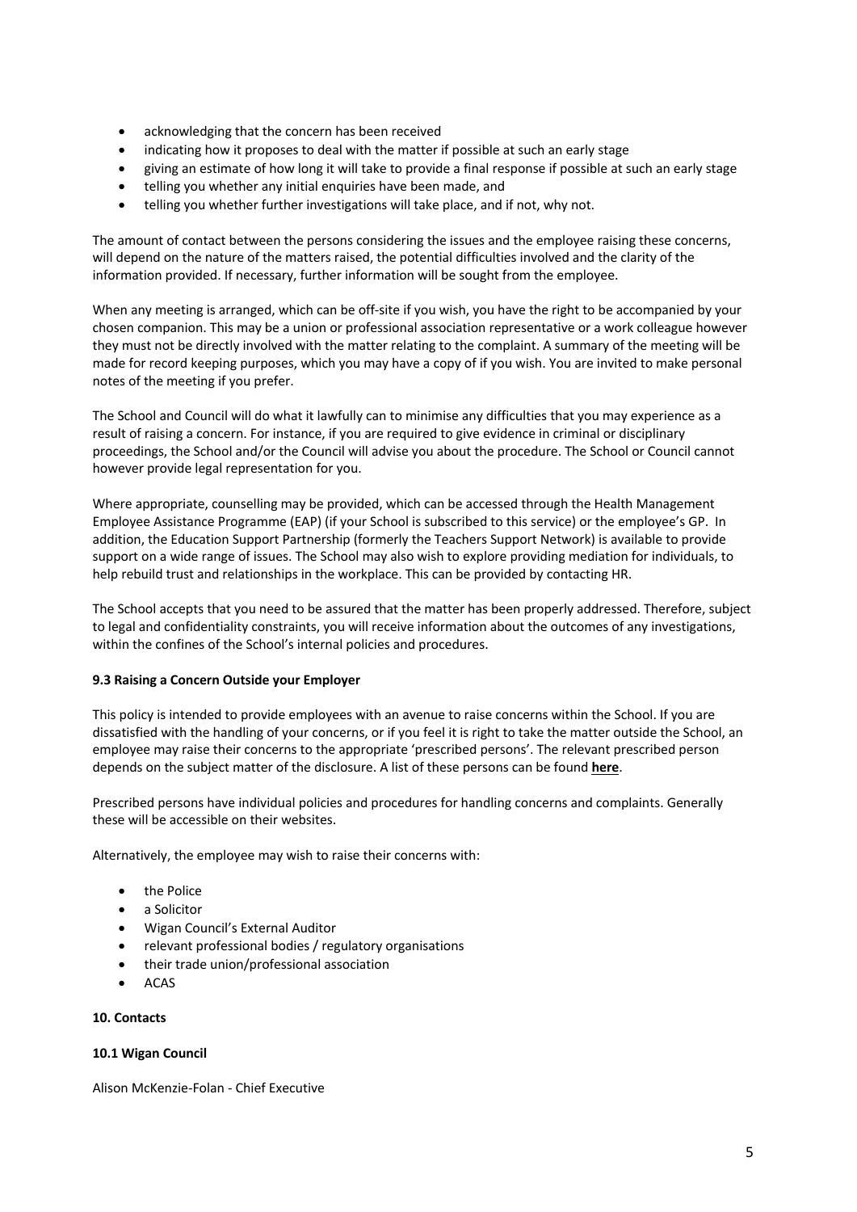- acknowledging that the concern has been received
- indicating how it proposes to deal with the matter if possible at such an early stage
- giving an estimate of how long it will take to provide a final response if possible at such an early stage
- telling you whether any initial enquiries have been made, and
- telling you whether further investigations will take place, and if not, why not.

The amount of contact between the persons considering the issues and the employee raising these concerns, will depend on the nature of the matters raised, the potential difficulties involved and the clarity of the information provided. If necessary, further information will be sought from the employee.

When any meeting is arranged, which can be off-site if you wish, you have the right to be accompanied by your chosen companion. This may be a union or professional association representative or a work colleague however they must not be directly involved with the matter relating to the complaint. A summary of the meeting will be made for record keeping purposes, which you may have a copy of if you wish. You are invited to make personal notes of the meeting if you prefer.

The School and Council will do what it lawfully can to minimise any difficulties that you may experience as a result of raising a concern. For instance, if you are required to give evidence in criminal or disciplinary proceedings, the School and/or the Council will advise you about the procedure. The School or Council cannot however provide legal representation for you.

Where appropriate, counselling may be provided, which can be accessed through the Health Management Employee Assistance Programme (EAP) (if your School is subscribed to this service) or the employee's GP. In addition, the Education Support Partnership (formerly the Teachers Support Network) is available to provide support on a wide range of issues. The School may also wish to explore providing mediation for individuals, to help rebuild trust and relationships in the workplace. This can be provided by contacting HR.

The School accepts that you need to be assured that the matter has been properly addressed. Therefore, subject to legal and confidentiality constraints, you will receive information about the outcomes of any investigations, within the confines of the School's internal policies and procedures.

**9.3 Raising a Concern Outside your Employer**

This policy is intended to provide employees with an avenue to raise concerns within the School. If you are dissatisfied with the handling of your concerns, or if you feel it is right to take the matter outside the School, an employee may raise their concerns to the appropriate 'prescribed persons'. The relevant prescribed person depends on the subject matter of the disclosure. A list of these persons can be found **here**.

Prescribed persons have individual policies and procedures for handling concerns and complaints. Generally these will be accessible on their websites.

Alternatively, the employee may wish to raise their concerns with:

- the Police
- a Solicitor
- Wigan Council's External Auditor
- relevant professional bodies / regulatory organisations
- their trade union/professional association
- ACAS

**10. Contacts**

**10.1 Wigan Council**

Alison McKenzie-Folan - Chief Executive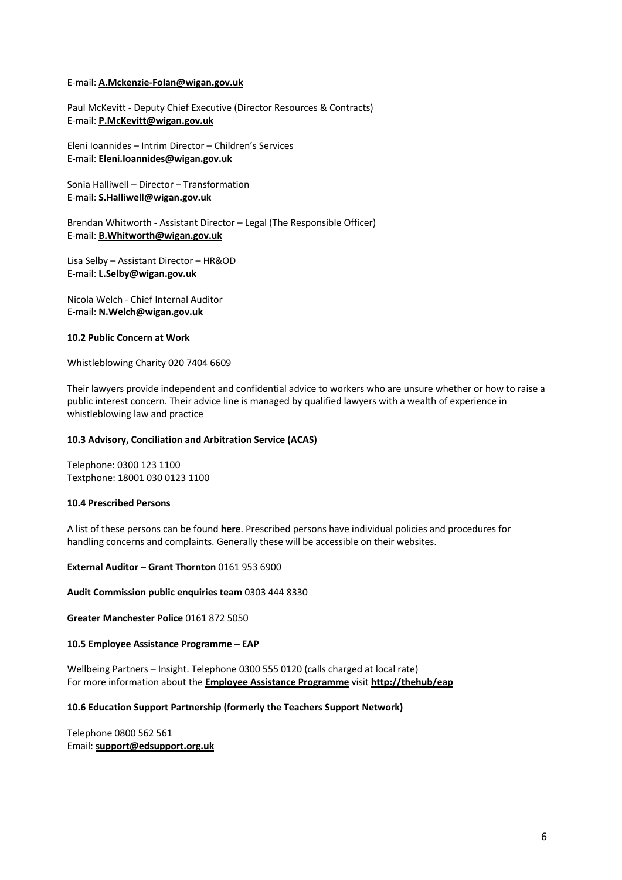E-mail: **A.Mckenzie-Folan@wigan.gov.uk**

Paul McKevitt - Deputy Chief Executive (Director Resources & Contracts)
E-mail: **P.McKevitt@wigan.gov.uk**

Eleni Ioannides – Intrim Director – Children's Services
E-mail: **Eleni.Ioannides@wigan.gov.uk**

Sonia Halliwell – Director – Transformation
E-mail: **S.Halliwell@wigan.gov.uk**

Brendan Whitworth - Assistant Director – Legal (The Responsible Officer)
E-mail: **B.Whitworth@wigan.gov.uk**

Lisa Selby – Assistant Director – HR&OD
E-mail: **L.Selby@wigan.gov.uk**

Nicola Welch - Chief Internal Auditor
E-mail: **N.Welch@wigan.gov.uk**

**10.2 Public Concern at Work**

Whistleblowing Charity 020 7404 6609

Their lawyers provide independent and confidential advice to workers who are unsure whether or how to raise a public interest concern. Their advice line is managed by qualified lawyers with a wealth of experience in whistleblowing law and practice

**10.3 Advisory, Conciliation and Arbitration Service (ACAS)**

Telephone: 0300 123 1100
Textphone: 18001 030 0123 1100

**10.4 Prescribed Persons**

A list of these persons can be found **here**. Prescribed persons have individual policies and procedures for handling concerns and complaints. Generally these will be accessible on their websites.

**External Auditor – Grant Thornton** 0161 953 6900

**Audit Commission public enquiries team** 0303 444 8330

**Greater Manchester Police** 0161 872 5050

**10.5 Employee Assistance Programme – EAP**

Wellbeing Partners – Insight. Telephone 0300 555 0120 (calls charged at local rate)
For more information about the **Employee Assistance Programme** visit **http://thehub/eap**

**10.6 Education Support Partnership (formerly the Teachers Support Network)**

Telephone 0800 562 561
Email: **support@edsupport.org.uk**